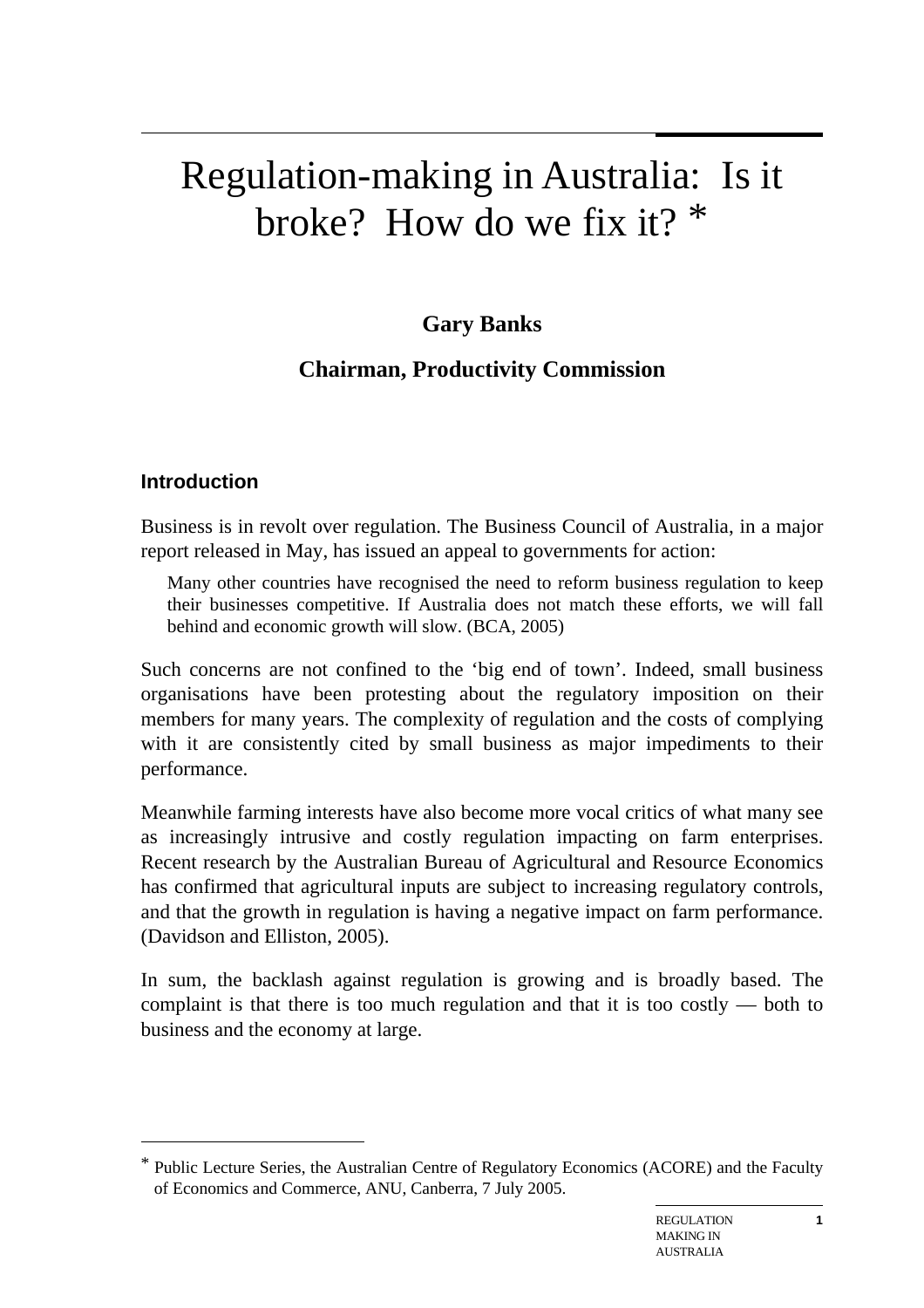# Regulation-making in Australia: Is it broke? How do we fix it? [*]

**Gary Banks**

**Chairman, Productivity Commission**

## Introduction

Business is in revolt over regulation. The Business Council of Australia, in a major report released in May, has issued an appeal to governments for action:

> Many other countries have recognised the need to reform business regulation to keep their businesses competitive. If Australia does not match these efforts, we will fall behind and economic growth will slow. (BCA, 2005)

Such concerns are not confined to the 'big end of town'. Indeed, small business organisations have been protesting about the regulatory imposition on their members for many years. The complexity of regulation and the costs of complying with it are consistently cited by small business as major impediments to their performance.

Meanwhile farming interests have also become more vocal critics of what many see as increasingly intrusive and costly regulation impacting on farm enterprises. Recent research by the Australian Bureau of Agricultural and Resource Economics has confirmed that agricultural inputs are subject to increasing regulatory controls, and that the growth in regulation is having a negative impact on farm performance. (Davidson and Elliston, 2005).

In sum, the backlash against regulation is growing and is broadly based. The complaint is that there is too much regulation and that it is too costly — both to business and the economy at large.

---

[*] Public Lecture Series, the Australian Centre of Regulatory Economics (ACORE) and the Faculty of Economics and Commerce, ANU, Canberra, 7 July 2005.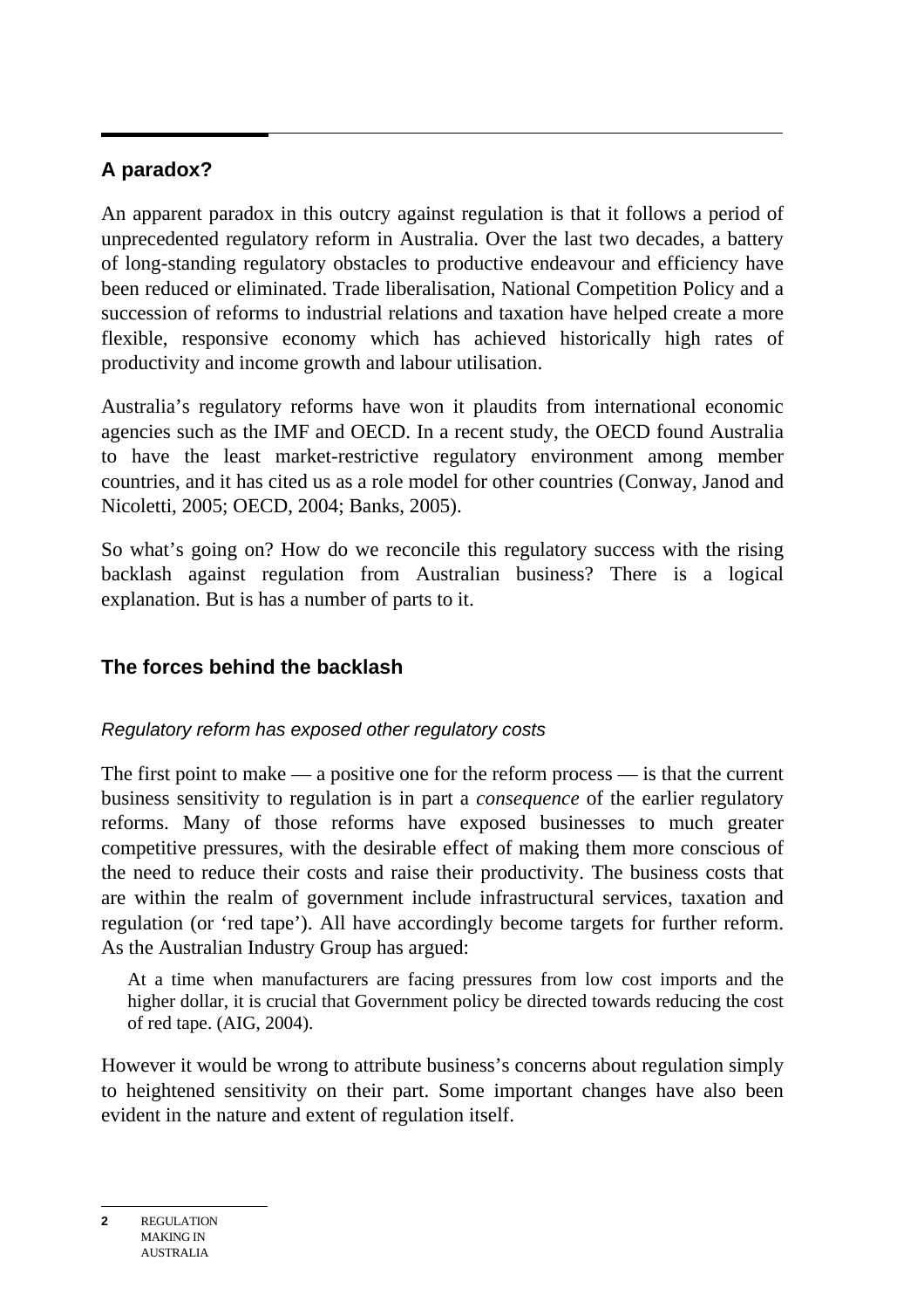## A paradox?

An apparent paradox in this outcry against regulation is that it follows a period of unprecedented regulatory reform in Australia. Over the last two decades, a battery of long-standing regulatory obstacles to productive endeavour and efficiency have been reduced or eliminated. Trade liberalisation, National Competition Policy and a succession of reforms to industrial relations and taxation have helped create a more flexible, responsive economy which has achieved historically high rates of productivity and income growth and labour utilisation.

Australia's regulatory reforms have won it plaudits from international economic agencies such as the IMF and OECD. In a recent study, the OECD found Australia to have the least market-restrictive regulatory environment among member countries, and it has cited us as a role model for other countries (Conway, Janod and Nicoletti, 2005; OECD, 2004; Banks, 2005).

So what's going on? How do we reconcile this regulatory success with the rising backlash against regulation from Australian business? There is a logical explanation. But is has a number of parts to it.

## The forces behind the backlash

### *Regulatory reform has exposed other regulatory costs*

The first point to make — a positive one for the reform process — is that the current business sensitivity to regulation is in part a *consequence* of the earlier regulatory reforms. Many of those reforms have exposed businesses to much greater competitive pressures, with the desirable effect of making them more conscious of the need to reduce their costs and raise their productivity. The business costs that are within the realm of government include infrastructural services, taxation and regulation (or 'red tape'). All have accordingly become targets for further reform. As the Australian Industry Group has argued:

> At a time when manufacturers are facing pressures from low cost imports and the higher dollar, it is crucial that Government policy be directed towards reducing the cost of red tape. (AIG, 2004).

However it would be wrong to attribute business's concerns about regulation simply to heightened sensitivity on their part. Some important changes have also been evident in the nature and extent of regulation itself.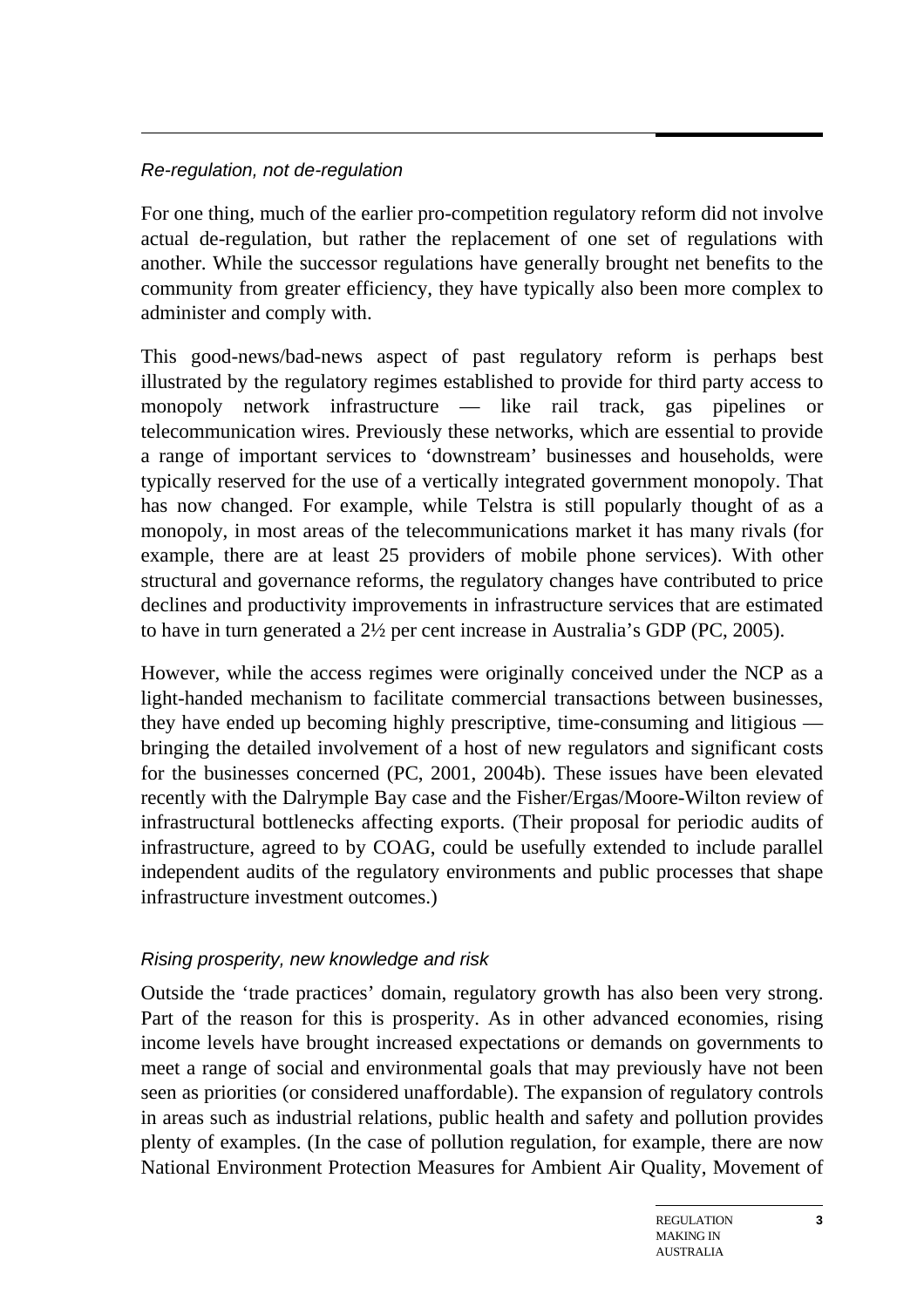*Re-regulation, not de-regulation*

For one thing, much of the earlier pro-competition regulatory reform did not involve actual de-regulation, but rather the replacement of one set of regulations with another. While the successor regulations have generally brought net benefits to the community from greater efficiency, they have typically also been more complex to administer and comply with.

This good-news/bad-news aspect of past regulatory reform is perhaps best illustrated by the regulatory regimes established to provide for third party access to monopoly network infrastructure — like rail track, gas pipelines or telecommunication wires. Previously these networks, which are essential to provide a range of important services to 'downstream' businesses and households, were typically reserved for the use of a vertically integrated government monopoly. That has now changed. For example, while Telstra is still popularly thought of as a monopoly, in most areas of the telecommunications market it has many rivals (for example, there are at least 25 providers of mobile phone services). With other structural and governance reforms, the regulatory changes have contributed to price declines and productivity improvements in infrastructure services that are estimated to have in turn generated a 2½ per cent increase in Australia's GDP (PC, 2005).

However, while the access regimes were originally conceived under the NCP as a light-handed mechanism to facilitate commercial transactions between businesses, they have ended up becoming highly prescriptive, time-consuming and litigious — bringing the detailed involvement of a host of new regulators and significant costs for the businesses concerned (PC, 2001, 2004b). These issues have been elevated recently with the Dalrymple Bay case and the Fisher/Ergas/Moore-Wilton review of infrastructural bottlenecks affecting exports. (Their proposal for periodic audits of infrastructure, agreed to by COAG, could be usefully extended to include parallel independent audits of the regulatory environments and public processes that shape infrastructure investment outcomes.)

*Rising prosperity, new knowledge and risk*

Outside the 'trade practices' domain, regulatory growth has also been very strong. Part of the reason for this is prosperity. As in other advanced economies, rising income levels have brought increased expectations or demands on governments to meet a range of social and environmental goals that may previously have not been seen as priorities (or considered unaffordable). The expansion of regulatory controls in areas such as industrial relations, public health and safety and pollution provides plenty of examples. (In the case of pollution regulation, for example, there are now National Environment Protection Measures for Ambient Air Quality, Movement of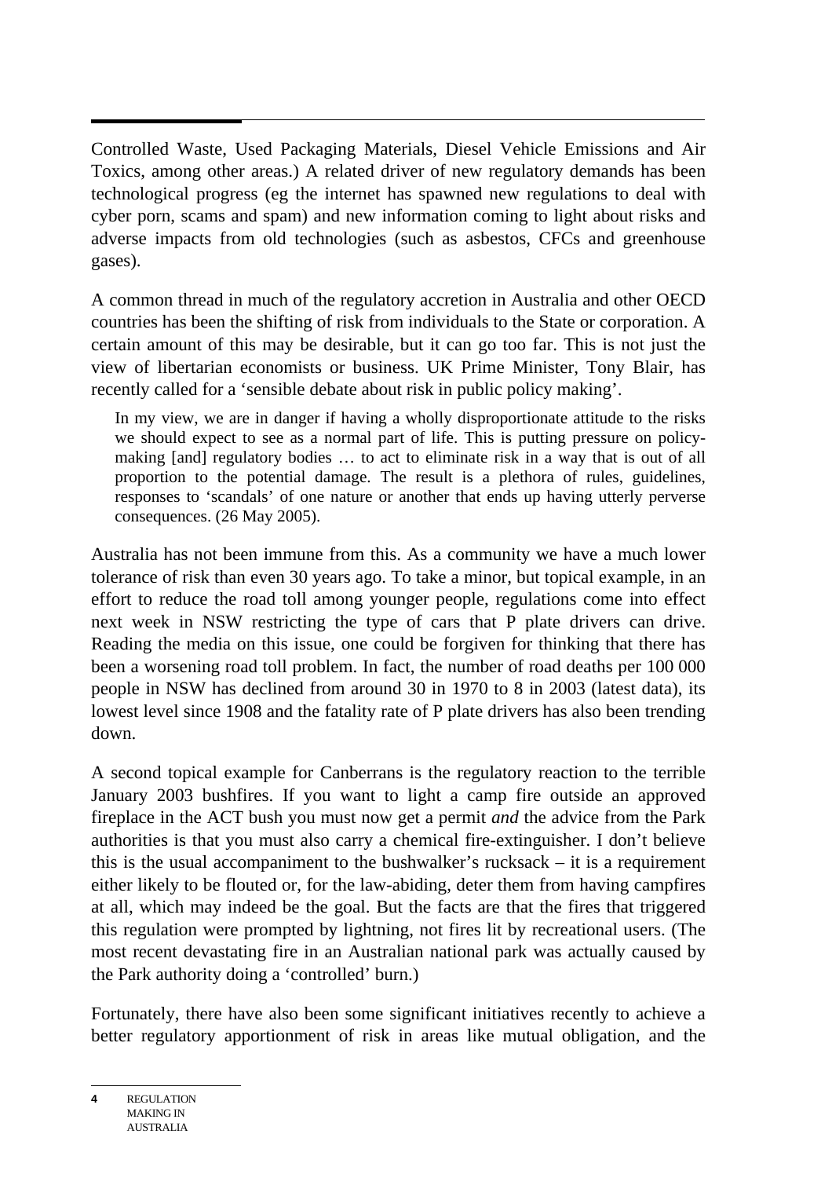Controlled Waste, Used Packaging Materials, Diesel Vehicle Emissions and Air Toxics, among other areas.) A related driver of new regulatory demands has been technological progress (eg the internet has spawned new regulations to deal with cyber porn, scams and spam) and new information coming to light about risks and adverse impacts from old technologies (such as asbestos, CFCs and greenhouse gases).

A common thread in much of the regulatory accretion in Australia and other OECD countries has been the shifting of risk from individuals to the State or corporation. A certain amount of this may be desirable, but it can go too far. This is not just the view of libertarian economists or business. UK Prime Minister, Tony Blair, has recently called for a 'sensible debate about risk in public policy making'.

> In my view, we are in danger if having a wholly disproportionate attitude to the risks we should expect to see as a normal part of life. This is putting pressure on policy-making [and] regulatory bodies … to act to eliminate risk in a way that is out of all proportion to the potential damage. The result is a plethora of rules, guidelines, responses to 'scandals' of one nature or another that ends up having utterly perverse consequences. (26 May 2005).

Australia has not been immune from this. As a community we have a much lower tolerance of risk than even 30 years ago. To take a minor, but topical example, in an effort to reduce the road toll among younger people, regulations come into effect next week in NSW restricting the type of cars that P plate drivers can drive. Reading the media on this issue, one could be forgiven for thinking that there has been a worsening road toll problem. In fact, the number of road deaths per 100 000 people in NSW has declined from around 30 in 1970 to 8 in 2003 (latest data), its lowest level since 1908 and the fatality rate of P plate drivers has also been trending down.

A second topical example for Canberrans is the regulatory reaction to the terrible January 2003 bushfires. If you want to light a camp fire outside an approved fireplace in the ACT bush you must now get a permit *and* the advice from the Park authorities is that you must also carry a chemical fire-extinguisher. I don't believe this is the usual accompaniment to the bushwalker's rucksack – it is a requirement either likely to be flouted or, for the law-abiding, deter them from having campfires at all, which may indeed be the goal. But the facts are that the fires that triggered this regulation were prompted by lightning, not fires lit by recreational users. (The most recent devastating fire in an Australian national park was actually caused by the Park authority doing a 'controlled' burn.)

Fortunately, there have also been some significant initiatives recently to achieve a better regulatory apportionment of risk in areas like mutual obligation, and the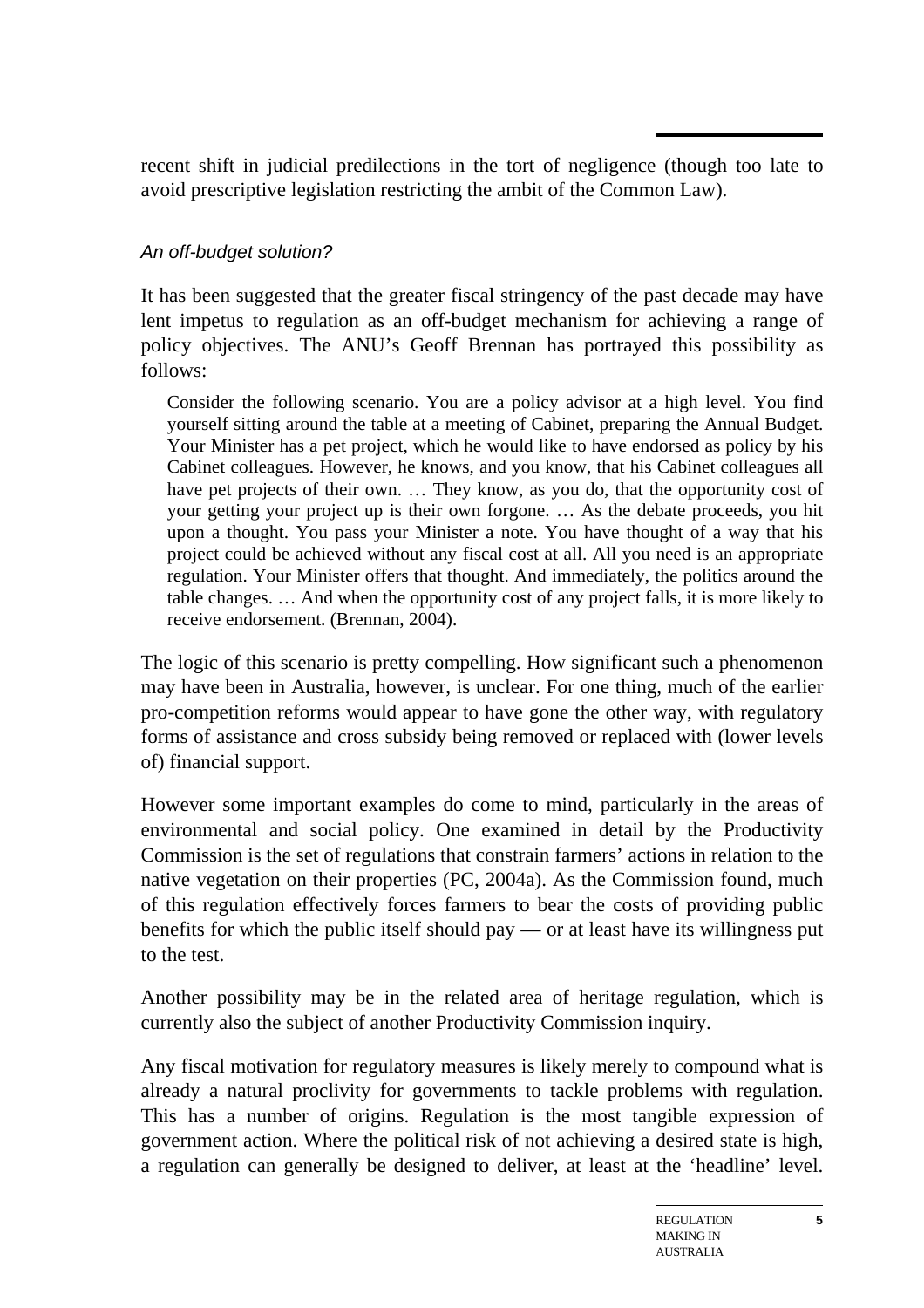recent shift in judicial predilections in the tort of negligence (though too late to avoid prescriptive legislation restricting the ambit of the Common Law).

### *An off-budget solution?*

It has been suggested that the greater fiscal stringency of the past decade may have lent impetus to regulation as an off-budget mechanism for achieving a range of policy objectives. The ANU's Geoff Brennan has portrayed this possibility as follows:

> Consider the following scenario. You are a policy advisor at a high level. You find yourself sitting around the table at a meeting of Cabinet, preparing the Annual Budget. Your Minister has a pet project, which he would like to have endorsed as policy by his Cabinet colleagues. However, he knows, and you know, that his Cabinet colleagues all have pet projects of their own. … They know, as you do, that the opportunity cost of your getting your project up is their own forgone. … As the debate proceeds, you hit upon a thought. You pass your Minister a note. You have thought of a way that his project could be achieved without any fiscal cost at all. All you need is an appropriate regulation. Your Minister offers that thought. And immediately, the politics around the table changes. … And when the opportunity cost of any project falls, it is more likely to receive endorsement. (Brennan, 2004).

The logic of this scenario is pretty compelling. How significant such a phenomenon may have been in Australia, however, is unclear. For one thing, much of the earlier pro-competition reforms would appear to have gone the other way, with regulatory forms of assistance and cross subsidy being removed or replaced with (lower levels of) financial support.

However some important examples do come to mind, particularly in the areas of environmental and social policy. One examined in detail by the Productivity Commission is the set of regulations that constrain farmers' actions in relation to the native vegetation on their properties (PC, 2004a). As the Commission found, much of this regulation effectively forces farmers to bear the costs of providing public benefits for which the public itself should pay — or at least have its willingness put to the test.

Another possibility may be in the related area of heritage regulation, which is currently also the subject of another Productivity Commission inquiry.

Any fiscal motivation for regulatory measures is likely merely to compound what is already a natural proclivity for governments to tackle problems with regulation. This has a number of origins. Regulation is the most tangible expression of government action. Where the political risk of not achieving a desired state is high, a regulation can generally be designed to deliver, at least at the 'headline' level.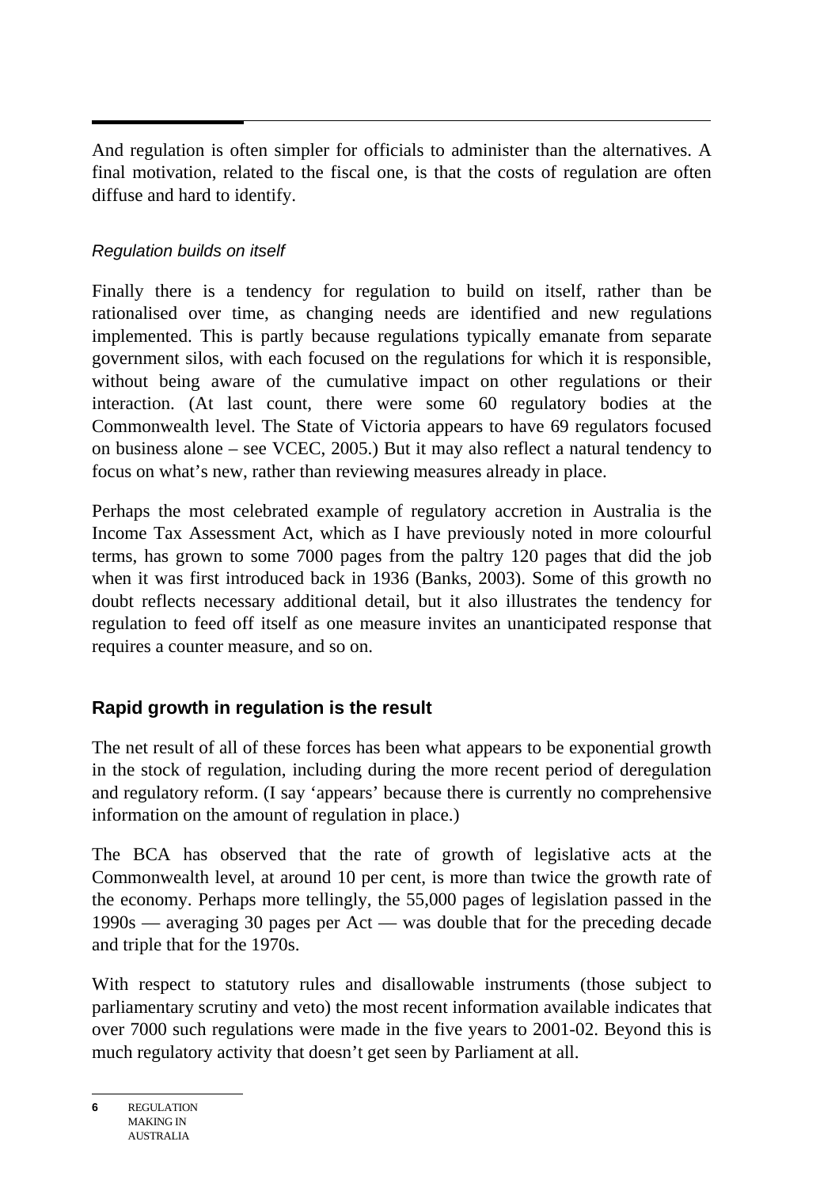And regulation is often simpler for officials to administer than the alternatives. A final motivation, related to the fiscal one, is that the costs of regulation are often diffuse and hard to identify.

### *Regulation builds on itself*

Finally there is a tendency for regulation to build on itself, rather than be rationalised over time, as changing needs are identified and new regulations implemented. This is partly because regulations typically emanate from separate government silos, with each focused on the regulations for which it is responsible, without being aware of the cumulative impact on other regulations or their interaction. (At last count, there were some 60 regulatory bodies at the Commonwealth level. The State of Victoria appears to have 69 regulators focused on business alone – see VCEC, 2005.) But it may also reflect a natural tendency to focus on what's new, rather than reviewing measures already in place.

Perhaps the most celebrated example of regulatory accretion in Australia is the Income Tax Assessment Act, which as I have previously noted in more colourful terms, has grown to some 7000 pages from the paltry 120 pages that did the job when it was first introduced back in 1936 (Banks, 2003). Some of this growth no doubt reflects necessary additional detail, but it also illustrates the tendency for regulation to feed off itself as one measure invites an unanticipated response that requires a counter measure, and so on.

## Rapid growth in regulation is the result

The net result of all of these forces has been what appears to be exponential growth in the stock of regulation, including during the more recent period of deregulation and regulatory reform. (I say 'appears' because there is currently no comprehensive information on the amount of regulation in place.)

The BCA has observed that the rate of growth of legislative acts at the Commonwealth level, at around 10 per cent, is more than twice the growth rate of the economy. Perhaps more tellingly, the 55,000 pages of legislation passed in the 1990s — averaging 30 pages per Act — was double that for the preceding decade and triple that for the 1970s.

With respect to statutory rules and disallowable instruments (those subject to parliamentary scrutiny and veto) the most recent information available indicates that over 7000 such regulations were made in the five years to 2001-02. Beyond this is much regulatory activity that doesn't get seen by Parliament at all.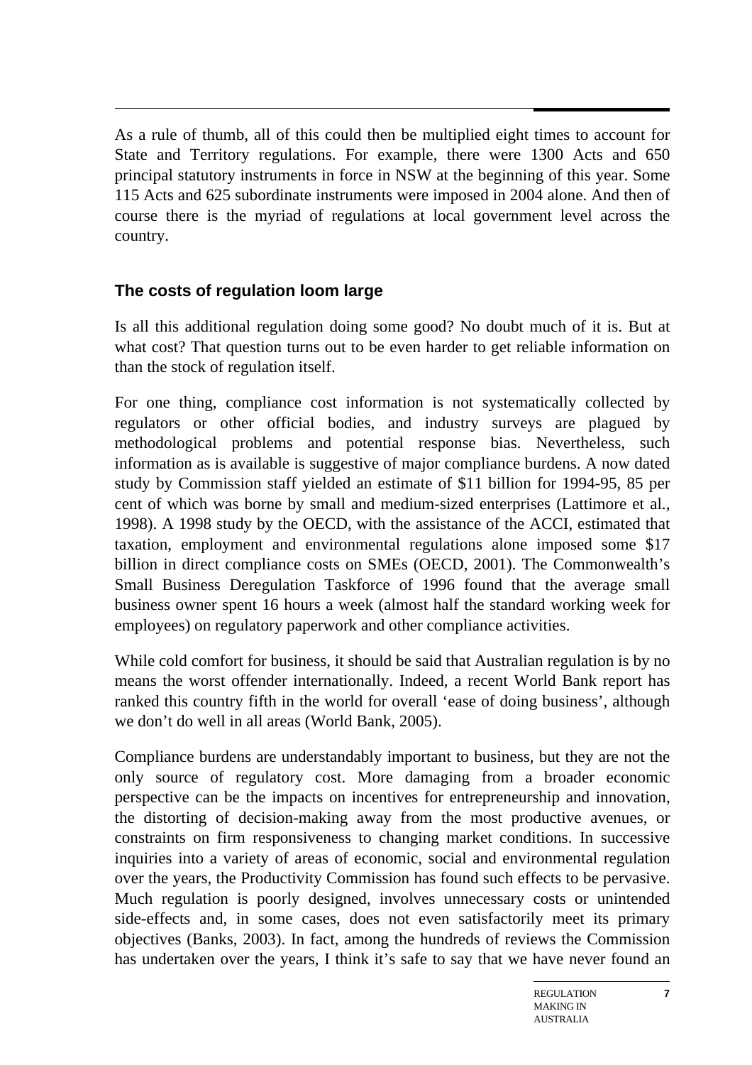As a rule of thumb, all of this could then be multiplied eight times to account for State and Territory regulations. For example, there were 1300 Acts and 650 principal statutory instruments in force in NSW at the beginning of this year. Some 115 Acts and 625 subordinate instruments were imposed in 2004 alone. And then of course there is the myriad of regulations at local government level across the country.

## The costs of regulation loom large

Is all this additional regulation doing some good? No doubt much of it is. But at what cost? That question turns out to be even harder to get reliable information on than the stock of regulation itself.

For one thing, compliance cost information is not systematically collected by regulators or other official bodies, and industry surveys are plagued by methodological problems and potential response bias. Nevertheless, such information as is available is suggestive of major compliance burdens. A now dated study by Commission staff yielded an estimate of $11 billion for 1994-95, 85 per cent of which was borne by small and medium-sized enterprises (Lattimore et al., 1998). A 1998 study by the OECD, with the assistance of the ACCI, estimated that taxation, employment and environmental regulations alone imposed some $17 billion in direct compliance costs on SMEs (OECD, 2001). The Commonwealth's Small Business Deregulation Taskforce of 1996 found that the average small business owner spent 16 hours a week (almost half the standard working week for employees) on regulatory paperwork and other compliance activities.

While cold comfort for business, it should be said that Australian regulation is by no means the worst offender internationally. Indeed, a recent World Bank report has ranked this country fifth in the world for overall 'ease of doing business', although we don't do well in all areas (World Bank, 2005).

Compliance burdens are understandably important to business, but they are not the only source of regulatory cost. More damaging from a broader economic perspective can be the impacts on incentives for entrepreneurship and innovation, the distorting of decision-making away from the most productive avenues, or constraints on firm responsiveness to changing market conditions. In successive inquiries into a variety of areas of economic, social and environmental regulation over the years, the Productivity Commission has found such effects to be pervasive. Much regulation is poorly designed, involves unnecessary costs or unintended side-effects and, in some cases, does not even satisfactorily meet its primary objectives (Banks, 2003). In fact, among the hundreds of reviews the Commission has undertaken over the years, I think it's safe to say that we have never found an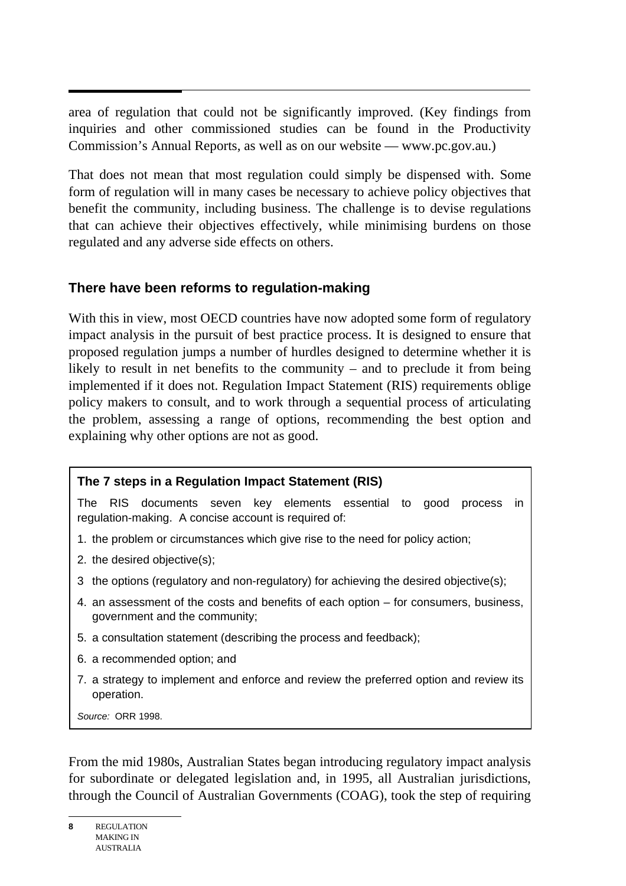area of regulation that could not be significantly improved. (Key findings from inquiries and other commissioned studies can be found in the Productivity Commission's Annual Reports, as well as on our website — www.pc.gov.au.)

That does not mean that most regulation could simply be dispensed with. Some form of regulation will in many cases be necessary to achieve policy objectives that benefit the community, including business. The challenge is to devise regulations that can achieve their objectives effectively, while minimising burdens on those regulated and any adverse side effects on others.

### There have been reforms to regulation-making

With this in view, most OECD countries have now adopted some form of regulatory impact analysis in the pursuit of best practice process. It is designed to ensure that proposed regulation jumps a number of hurdles designed to determine whether it is likely to result in net benefits to the community – and to preclude it from being implemented if it does not. Regulation Impact Statement (RIS) requirements oblige policy makers to consult, and to work through a sequential process of articulating the problem, assessing a range of options, recommending the best option and explaining why other options are not as good.

> **The 7 steps in a Regulation Impact Statement (RIS)**
>
> The RIS documents seven key elements essential to good process in regulation-making. A concise account is required of:
>
> 1. the problem or circumstances which give rise to the need for policy action;
> 2. the desired objective(s);
> 3. the options (regulatory and non-regulatory) for achieving the desired objective(s);
> 4. an assessment of the costs and benefits of each option – for consumers, business, government and the community;
> 5. a consultation statement (describing the process and feedback);
> 6. a recommended option; and
> 7. a strategy to implement and enforce and review the preferred option and review its operation.
>
> *Source:* ORR 1998.

From the mid 1980s, Australian States began introducing regulatory impact analysis for subordinate or delegated legislation and, in 1995, all Australian jurisdictions, through the Council of Australian Governments (COAG), took the step of requiring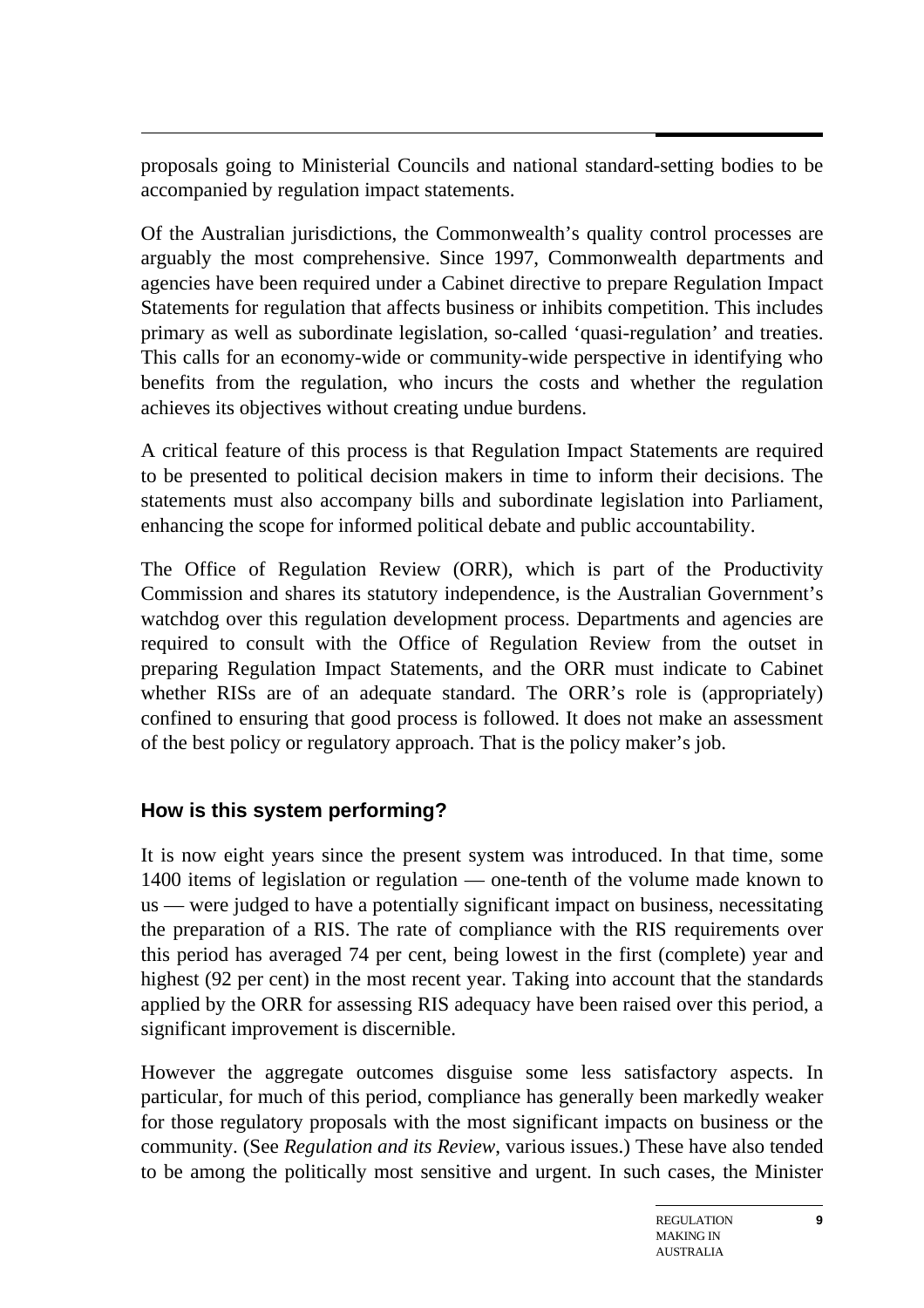proposals going to Ministerial Councils and national standard-setting bodies to be accompanied by regulation impact statements.

Of the Australian jurisdictions, the Commonwealth's quality control processes are arguably the most comprehensive. Since 1997, Commonwealth departments and agencies have been required under a Cabinet directive to prepare Regulation Impact Statements for regulation that affects business or inhibits competition. This includes primary as well as subordinate legislation, so-called 'quasi-regulation' and treaties. This calls for an economy-wide or community-wide perspective in identifying who benefits from the regulation, who incurs the costs and whether the regulation achieves its objectives without creating undue burdens.

A critical feature of this process is that Regulation Impact Statements are required to be presented to political decision makers in time to inform their decisions. The statements must also accompany bills and subordinate legislation into Parliament, enhancing the scope for informed political debate and public accountability.

The Office of Regulation Review (ORR), which is part of the Productivity Commission and shares its statutory independence, is the Australian Government's watchdog over this regulation development process. Departments and agencies are required to consult with the Office of Regulation Review from the outset in preparing Regulation Impact Statements, and the ORR must indicate to Cabinet whether RISs are of an adequate standard. The ORR's role is (appropriately) confined to ensuring that good process is followed. It does not make an assessment of the best policy or regulatory approach. That is the policy maker's job.

### How is this system performing?

It is now eight years since the present system was introduced. In that time, some 1400 items of legislation or regulation — one-tenth of the volume made known to us — were judged to have a potentially significant impact on business, necessitating the preparation of a RIS. The rate of compliance with the RIS requirements over this period has averaged 74 per cent, being lowest in the first (complete) year and highest (92 per cent) in the most recent year. Taking into account that the standards applied by the ORR for assessing RIS adequacy have been raised over this period, a significant improvement is discernible.

However the aggregate outcomes disguise some less satisfactory aspects. In particular, for much of this period, compliance has generally been markedly weaker for those regulatory proposals with the most significant impacts on business or the community. (See *Regulation and its Review*, various issues.) These have also tended to be among the politically most sensitive and urgent. In such cases, the Minister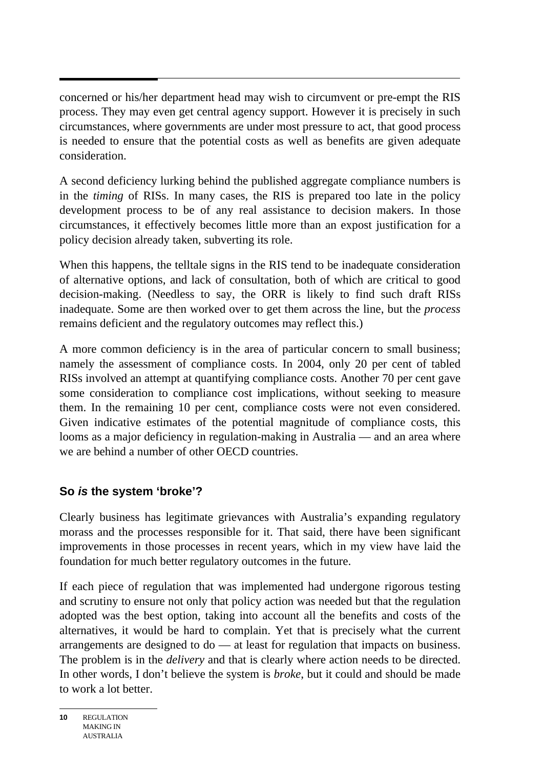concerned or his/her department head may wish to circumvent or pre-empt the RIS process. They may even get central agency support. However it is precisely in such circumstances, where governments are under most pressure to act, that good process is needed to ensure that the potential costs as well as benefits are given adequate consideration.

A second deficiency lurking behind the published aggregate compliance numbers is in the *timing* of RISs. In many cases, the RIS is prepared too late in the policy development process to be of any real assistance to decision makers. In those circumstances, it effectively becomes little more than an expost justification for a policy decision already taken, subverting its role.

When this happens, the telltale signs in the RIS tend to be inadequate consideration of alternative options, and lack of consultation, both of which are critical to good decision-making. (Needless to say, the ORR is likely to find such draft RISs inadequate. Some are then worked over to get them across the line, but the *process* remains deficient and the regulatory outcomes may reflect this.)

A more common deficiency is in the area of particular concern to small business; namely the assessment of compliance costs. In 2004, only 20 per cent of tabled RISs involved an attempt at quantifying compliance costs. Another 70 per cent gave some consideration to compliance cost implications, without seeking to measure them. In the remaining 10 per cent, compliance costs were not even considered. Given indicative estimates of the potential magnitude of compliance costs, this looms as a major deficiency in regulation-making in Australia — and an area where we are behind a number of other OECD countries.

## So *is* the system 'broke'?

Clearly business has legitimate grievances with Australia's expanding regulatory morass and the processes responsible for it. That said, there have been significant improvements in those processes in recent years, which in my view have laid the foundation for much better regulatory outcomes in the future.

If each piece of regulation that was implemented had undergone rigorous testing and scrutiny to ensure not only that policy action was needed but that the regulation adopted was the best option, taking into account all the benefits and costs of the alternatives, it would be hard to complain. Yet that is precisely what the current arrangements are designed to do — at least for regulation that impacts on business. The problem is in the *delivery* and that is clearly where action needs to be directed. In other words, I don't believe the system is *broke*, but it could and should be made to work a lot better.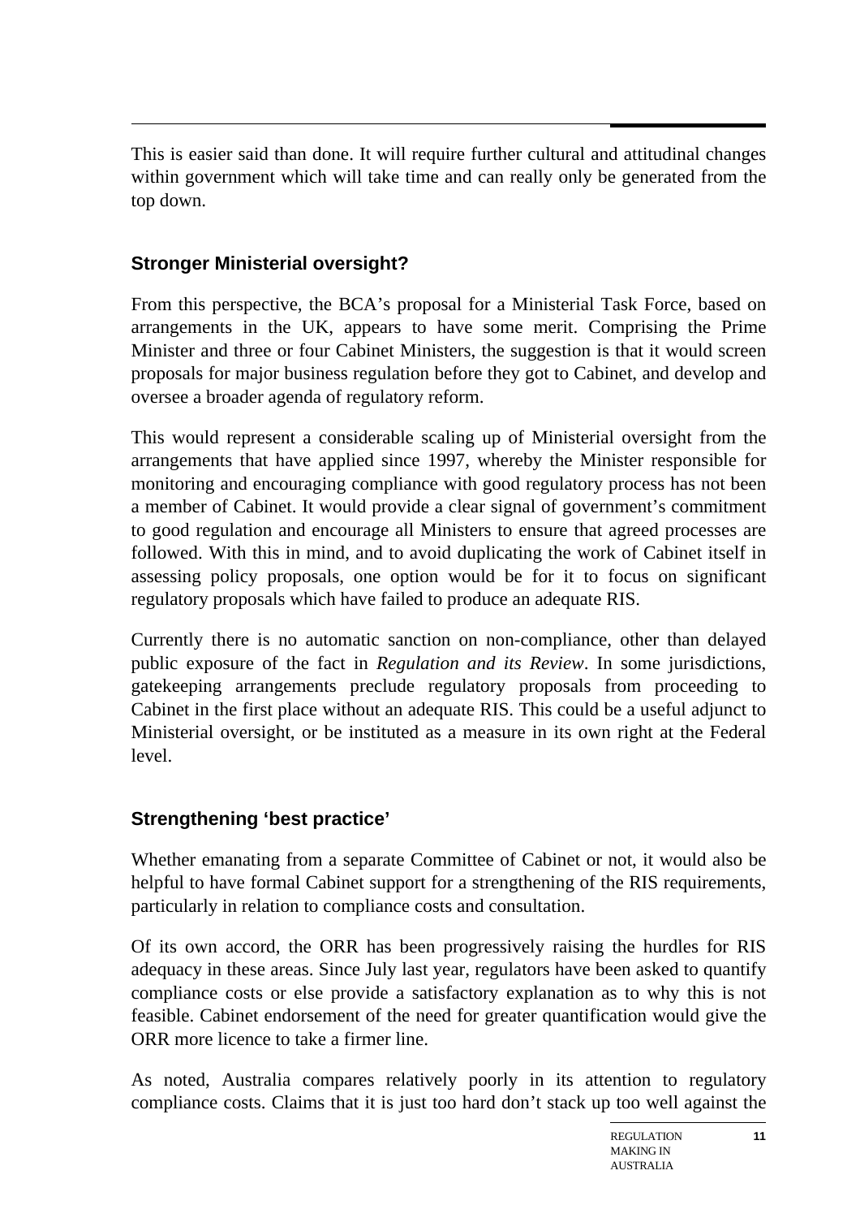This is easier said than done. It will require further cultural and attitudinal changes within government which will take time and can really only be generated from the top down.

### Stronger Ministerial oversight?

From this perspective, the BCA's proposal for a Ministerial Task Force, based on arrangements in the UK, appears to have some merit. Comprising the Prime Minister and three or four Cabinet Ministers, the suggestion is that it would screen proposals for major business regulation before they got to Cabinet, and develop and oversee a broader agenda of regulatory reform.

This would represent a considerable scaling up of Ministerial oversight from the arrangements that have applied since 1997, whereby the Minister responsible for monitoring and encouraging compliance with good regulatory process has not been a member of Cabinet. It would provide a clear signal of government's commitment to good regulation and encourage all Ministers to ensure that agreed processes are followed. With this in mind, and to avoid duplicating the work of Cabinet itself in assessing policy proposals, one option would be for it to focus on significant regulatory proposals which have failed to produce an adequate RIS.

Currently there is no automatic sanction on non-compliance, other than delayed public exposure of the fact in *Regulation and its Review*. In some jurisdictions, gatekeeping arrangements preclude regulatory proposals from proceeding to Cabinet in the first place without an adequate RIS. This could be a useful adjunct to Ministerial oversight, or be instituted as a measure in its own right at the Federal level.

### Strengthening 'best practice'

Whether emanating from a separate Committee of Cabinet or not, it would also be helpful to have formal Cabinet support for a strengthening of the RIS requirements, particularly in relation to compliance costs and consultation.

Of its own accord, the ORR has been progressively raising the hurdles for RIS adequacy in these areas. Since July last year, regulators have been asked to quantify compliance costs or else provide a satisfactory explanation as to why this is not feasible. Cabinet endorsement of the need for greater quantification would give the ORR more licence to take a firmer line.

As noted, Australia compares relatively poorly in its attention to regulatory compliance costs. Claims that it is just too hard don't stack up too well against the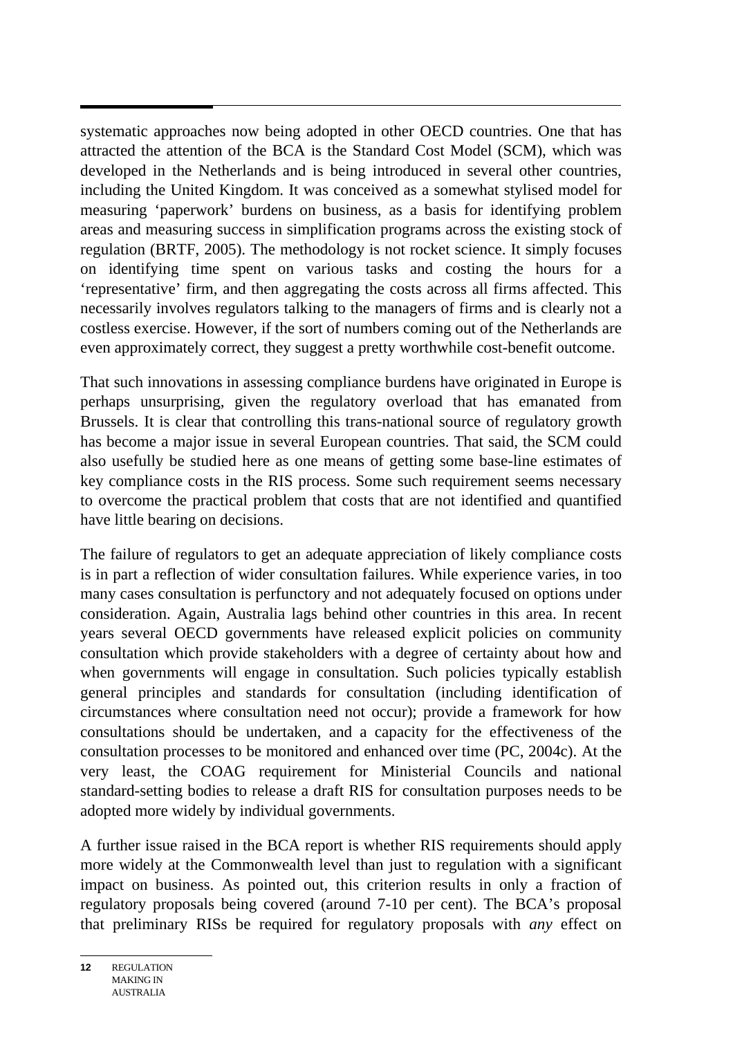systematic approaches now being adopted in other OECD countries. One that has attracted the attention of the BCA is the Standard Cost Model (SCM), which was developed in the Netherlands and is being introduced in several other countries, including the United Kingdom. It was conceived as a somewhat stylised model for measuring 'paperwork' burdens on business, as a basis for identifying problem areas and measuring success in simplification programs across the existing stock of regulation (BRTF, 2005). The methodology is not rocket science. It simply focuses on identifying time spent on various tasks and costing the hours for a 'representative' firm, and then aggregating the costs across all firms affected. This necessarily involves regulators talking to the managers of firms and is clearly not a costless exercise. However, if the sort of numbers coming out of the Netherlands are even approximately correct, they suggest a pretty worthwhile cost-benefit outcome.

That such innovations in assessing compliance burdens have originated in Europe is perhaps unsurprising, given the regulatory overload that has emanated from Brussels. It is clear that controlling this trans-national source of regulatory growth has become a major issue in several European countries. That said, the SCM could also usefully be studied here as one means of getting some base-line estimates of key compliance costs in the RIS process. Some such requirement seems necessary to overcome the practical problem that costs that are not identified and quantified have little bearing on decisions.

The failure of regulators to get an adequate appreciation of likely compliance costs is in part a reflection of wider consultation failures. While experience varies, in too many cases consultation is perfunctory and not adequately focused on options under consideration. Again, Australia lags behind other countries in this area. In recent years several OECD governments have released explicit policies on community consultation which provide stakeholders with a degree of certainty about how and when governments will engage in consultation. Such policies typically establish general principles and standards for consultation (including identification of circumstances where consultation need not occur); provide a framework for how consultations should be undertaken, and a capacity for the effectiveness of the consultation processes to be monitored and enhanced over time (PC, 2004c). At the very least, the COAG requirement for Ministerial Councils and national standard-setting bodies to release a draft RIS for consultation purposes needs to be adopted more widely by individual governments.

A further issue raised in the BCA report is whether RIS requirements should apply more widely at the Commonwealth level than just to regulation with a significant impact on business. As pointed out, this criterion results in only a fraction of regulatory proposals being covered (around 7-10 per cent). The BCA's proposal that preliminary RISs be required for regulatory proposals with *any* effect on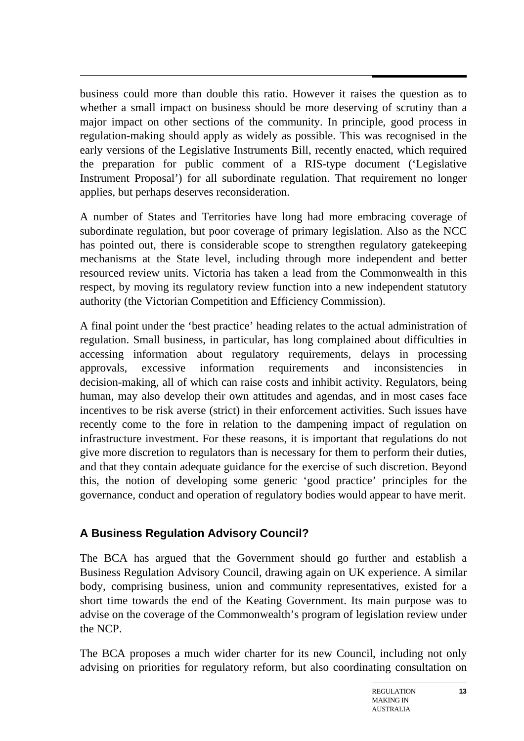business could more than double this ratio. However it raises the question as to whether a small impact on business should be more deserving of scrutiny than a major impact on other sections of the community. In principle, good process in regulation-making should apply as widely as possible. This was recognised in the early versions of the Legislative Instruments Bill, recently enacted, which required the preparation for public comment of a RIS-type document ('Legislative Instrument Proposal') for all subordinate regulation. That requirement no longer applies, but perhaps deserves reconsideration.

A number of States and Territories have long had more embracing coverage of subordinate regulation, but poor coverage of primary legislation. Also as the NCC has pointed out, there is considerable scope to strengthen regulatory gatekeeping mechanisms at the State level, including through more independent and better resourced review units. Victoria has taken a lead from the Commonwealth in this respect, by moving its regulatory review function into a new independent statutory authority (the Victorian Competition and Efficiency Commission).

A final point under the 'best practice' heading relates to the actual administration of regulation. Small business, in particular, has long complained about difficulties in accessing information about regulatory requirements, delays in processing approvals, excessive information requirements and inconsistencies in decision-making, all of which can raise costs and inhibit activity. Regulators, being human, may also develop their own attitudes and agendas, and in most cases face incentives to be risk averse (strict) in their enforcement activities. Such issues have recently come to the fore in relation to the dampening impact of regulation on infrastructure investment. For these reasons, it is important that regulations do not give more discretion to regulators than is necessary for them to perform their duties, and that they contain adequate guidance for the exercise of such discretion. Beyond this, the notion of developing some generic 'good practice' principles for the governance, conduct and operation of regulatory bodies would appear to have merit.

## A Business Regulation Advisory Council?

The BCA has argued that the Government should go further and establish a Business Regulation Advisory Council, drawing again on UK experience. A similar body, comprising business, union and community representatives, existed for a short time towards the end of the Keating Government. Its main purpose was to advise on the coverage of the Commonwealth's program of legislation review under the NCP.

The BCA proposes a much wider charter for its new Council, including not only advising on priorities for regulatory reform, but also coordinating consultation on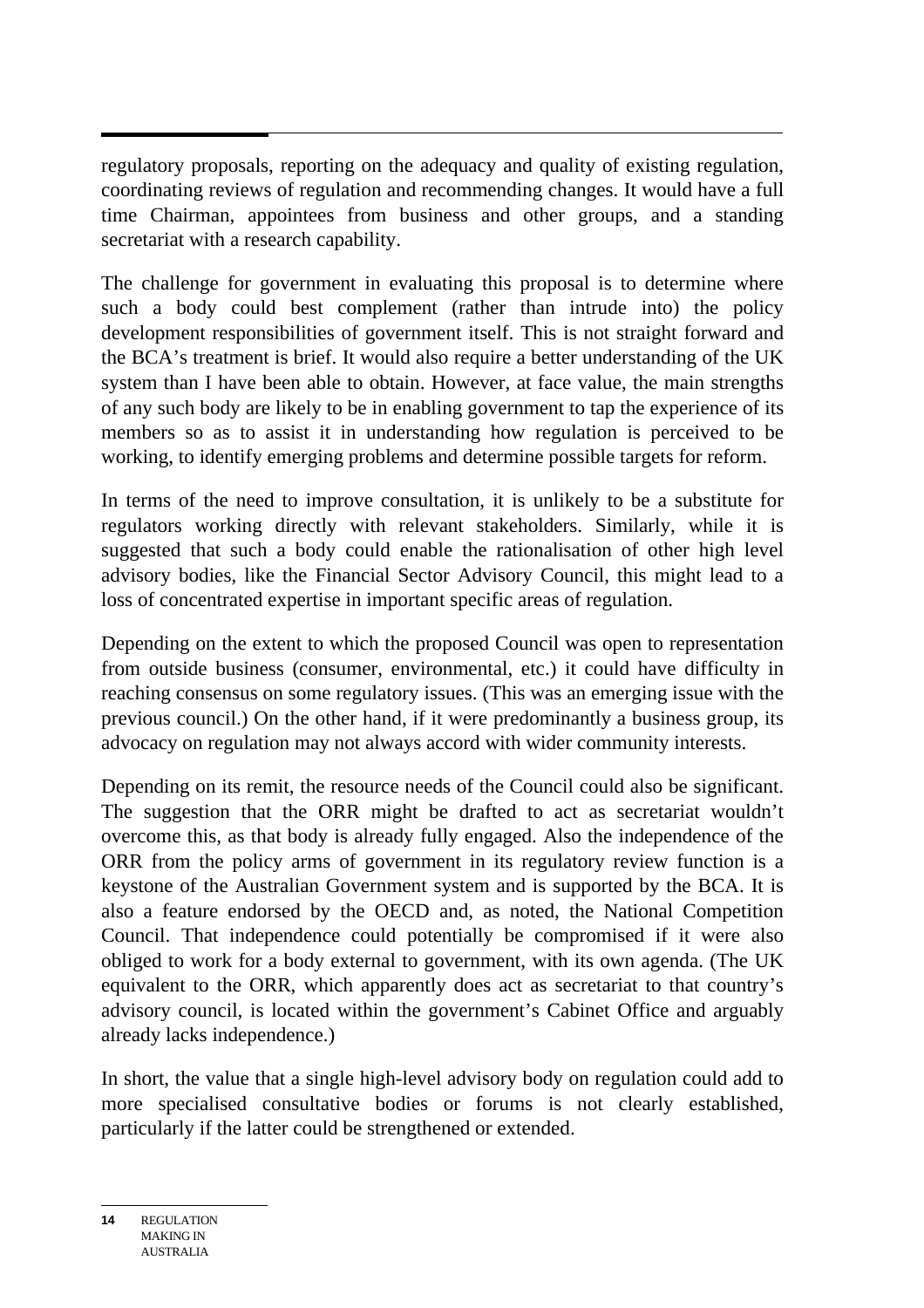regulatory proposals, reporting on the adequacy and quality of existing regulation, coordinating reviews of regulation and recommending changes. It would have a full time Chairman, appointees from business and other groups, and a standing secretariat with a research capability.

The challenge for government in evaluating this proposal is to determine where such a body could best complement (rather than intrude into) the policy development responsibilities of government itself. This is not straight forward and the BCA's treatment is brief. It would also require a better understanding of the UK system than I have been able to obtain. However, at face value, the main strengths of any such body are likely to be in enabling government to tap the experience of its members so as to assist it in understanding how regulation is perceived to be working, to identify emerging problems and determine possible targets for reform.

In terms of the need to improve consultation, it is unlikely to be a substitute for regulators working directly with relevant stakeholders. Similarly, while it is suggested that such a body could enable the rationalisation of other high level advisory bodies, like the Financial Sector Advisory Council, this might lead to a loss of concentrated expertise in important specific areas of regulation.

Depending on the extent to which the proposed Council was open to representation from outside business (consumer, environmental, etc.) it could have difficulty in reaching consensus on some regulatory issues. (This was an emerging issue with the previous council.) On the other hand, if it were predominantly a business group, its advocacy on regulation may not always accord with wider community interests.

Depending on its remit, the resource needs of the Council could also be significant. The suggestion that the ORR might be drafted to act as secretariat wouldn't overcome this, as that body is already fully engaged. Also the independence of the ORR from the policy arms of government in its regulatory review function is a keystone of the Australian Government system and is supported by the BCA. It is also a feature endorsed by the OECD and, as noted, the National Competition Council. That independence could potentially be compromised if it were also obliged to work for a body external to government, with its own agenda. (The UK equivalent to the ORR, which apparently does act as secretariat to that country's advisory council, is located within the government's Cabinet Office and arguably already lacks independence.)

In short, the value that a single high-level advisory body on regulation could add to more specialised consultative bodies or forums is not clearly established, particularly if the latter could be strengthened or extended.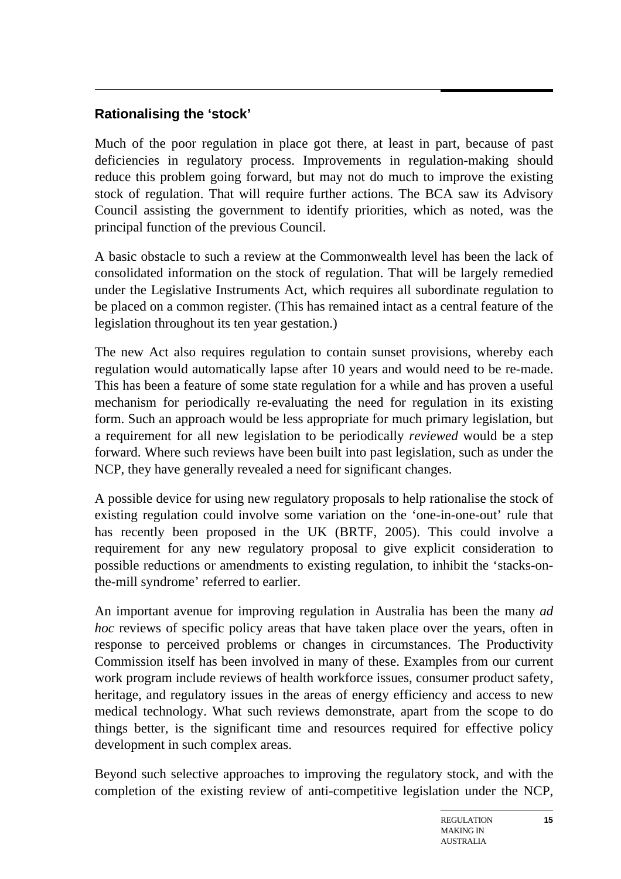## Rationalising the 'stock'

Much of the poor regulation in place got there, at least in part, because of past deficiencies in regulatory process. Improvements in regulation-making should reduce this problem going forward, but may not do much to improve the existing stock of regulation. That will require further actions. The BCA saw its Advisory Council assisting the government to identify priorities, which as noted, was the principal function of the previous Council.

A basic obstacle to such a review at the Commonwealth level has been the lack of consolidated information on the stock of regulation. That will be largely remedied under the Legislative Instruments Act, which requires all subordinate regulation to be placed on a common register. (This has remained intact as a central feature of the legislation throughout its ten year gestation.)

The new Act also requires regulation to contain sunset provisions, whereby each regulation would automatically lapse after 10 years and would need to be re-made. This has been a feature of some state regulation for a while and has proven a useful mechanism for periodically re-evaluating the need for regulation in its existing form. Such an approach would be less appropriate for much primary legislation, but a requirement for all new legislation to be periodically *reviewed* would be a step forward. Where such reviews have been built into past legislation, such as under the NCP, they have generally revealed a need for significant changes.

A possible device for using new regulatory proposals to help rationalise the stock of existing regulation could involve some variation on the 'one-in-one-out' rule that has recently been proposed in the UK (BRTF, 2005). This could involve a requirement for any new regulatory proposal to give explicit consideration to possible reductions or amendments to existing regulation, to inhibit the 'stacks-on-the-mill syndrome' referred to earlier.

An important avenue for improving regulation in Australia has been the many *ad hoc* reviews of specific policy areas that have taken place over the years, often in response to perceived problems or changes in circumstances. The Productivity Commission itself has been involved in many of these. Examples from our current work program include reviews of health workforce issues, consumer product safety, heritage, and regulatory issues in the areas of energy efficiency and access to new medical technology. What such reviews demonstrate, apart from the scope to do things better, is the significant time and resources required for effective policy development in such complex areas.

Beyond such selective approaches to improving the regulatory stock, and with the completion of the existing review of anti-competitive legislation under the NCP,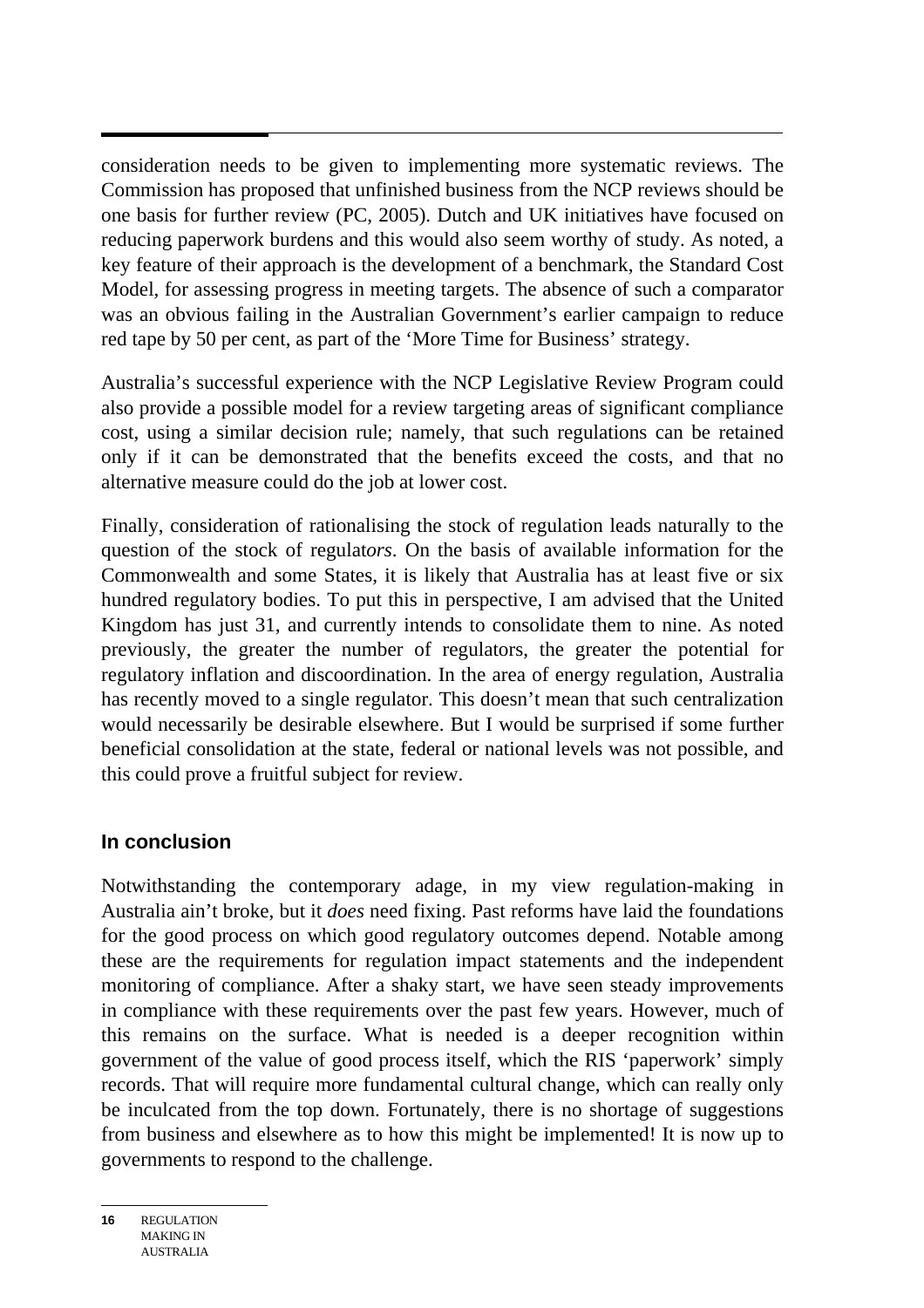consideration needs to be given to implementing more systematic reviews. The Commission has proposed that unfinished business from the NCP reviews should be one basis for further review (PC, 2005). Dutch and UK initiatives have focused on reducing paperwork burdens and this would also seem worthy of study. As noted, a key feature of their approach is the development of a benchmark, the Standard Cost Model, for assessing progress in meeting targets. The absence of such a comparator was an obvious failing in the Australian Government's earlier campaign to reduce red tape by 50 per cent, as part of the 'More Time for Business' strategy.

Australia's successful experience with the NCP Legislative Review Program could also provide a possible model for a review targeting areas of significant compliance cost, using a similar decision rule; namely, that such regulations can be retained only if it can be demonstrated that the benefits exceed the costs, and that no alternative measure could do the job at lower cost.

Finally, consideration of rationalising the stock of regulation leads naturally to the question of the stock of regulat*ors*. On the basis of available information for the Commonwealth and some States, it is likely that Australia has at least five or six hundred regulatory bodies. To put this in perspective, I am advised that the United Kingdom has just 31, and currently intends to consolidate them to nine. As noted previously, the greater the number of regulators, the greater the potential for regulatory inflation and discoordination. In the area of energy regulation, Australia has recently moved to a single regulator. This doesn't mean that such centralization would necessarily be desirable elsewhere. But I would be surprised if some further beneficial consolidation at the state, federal or national levels was not possible, and this could prove a fruitful subject for review.

## In conclusion

Notwithstanding the contemporary adage, in my view regulation-making in Australia ain't broke, but it *does* need fixing. Past reforms have laid the foundations for the good process on which good regulatory outcomes depend. Notable among these are the requirements for regulation impact statements and the independent monitoring of compliance. After a shaky start, we have seen steady improvements in compliance with these requirements over the past few years. However, much of this remains on the surface. What is needed is a deeper recognition within government of the value of good process itself, which the RIS 'paperwork' simply records. That will require more fundamental cultural change, which can really only be inculcated from the top down. Fortunately, there is no shortage of suggestions from business and elsewhere as to how this might be implemented! It is now up to governments to respond to the challenge.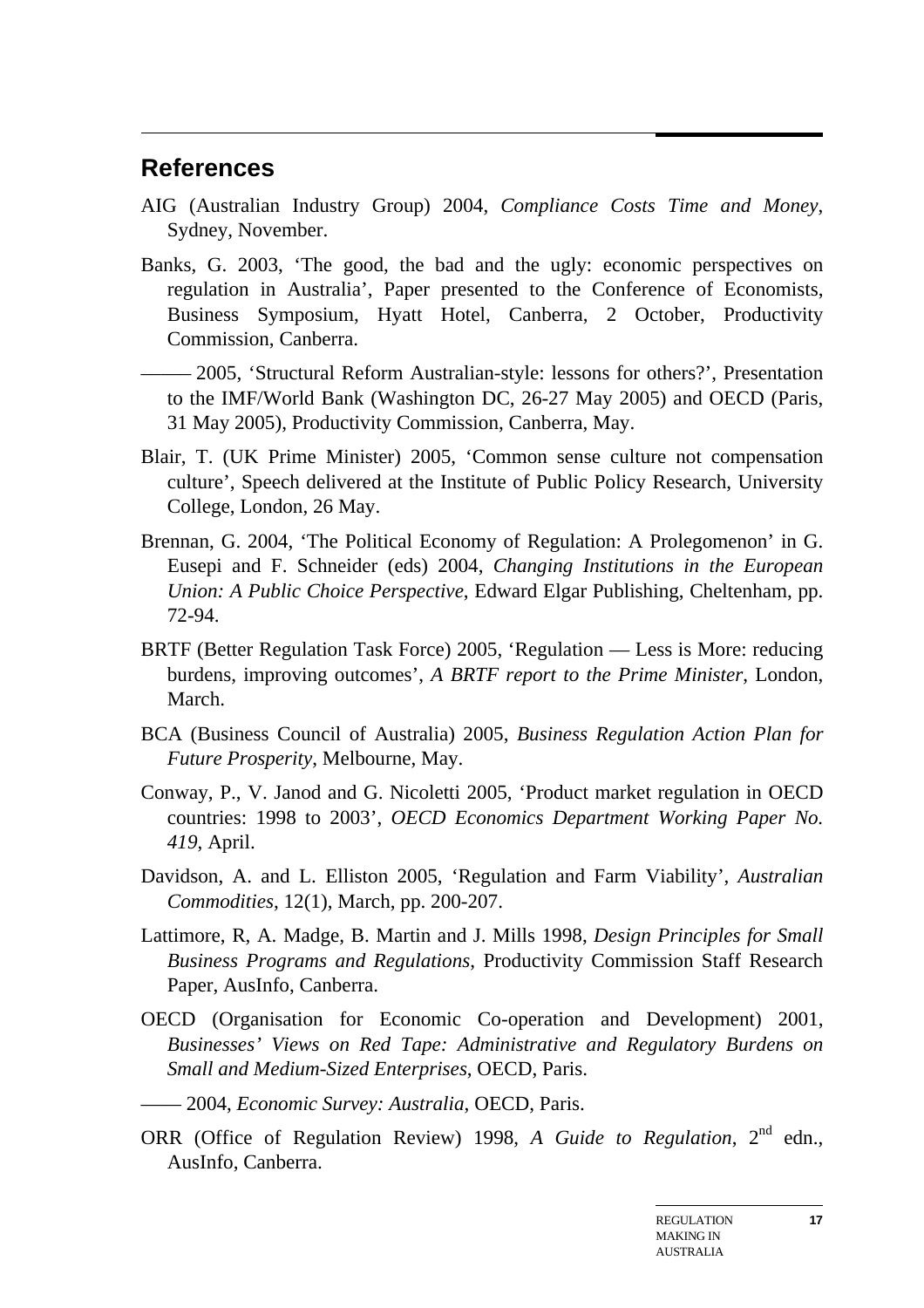## References

AIG (Australian Industry Group) 2004, *Compliance Costs Time and Money*, Sydney, November.

Banks, G. 2003, 'The good, the bad and the ugly: economic perspectives on regulation in Australia', Paper presented to the Conference of Economists, Business Symposium, Hyatt Hotel, Canberra, 2 October, Productivity Commission, Canberra.

—— 2005, 'Structural Reform Australian-style: lessons for others?', Presentation to the IMF/World Bank (Washington DC, 26-27 May 2005) and OECD (Paris, 31 May 2005), Productivity Commission, Canberra, May.

Blair, T. (UK Prime Minister) 2005, 'Common sense culture not compensation culture', Speech delivered at the Institute of Public Policy Research, University College, London, 26 May.

Brennan, G. 2004, 'The Political Economy of Regulation: A Prolegomenon' in G. Eusepi and F. Schneider (eds) 2004, *Changing Institutions in the European Union: A Public Choice Perspective*, Edward Elgar Publishing, Cheltenham, pp. 72-94.

BRTF (Better Regulation Task Force) 2005, 'Regulation — Less is More: reducing burdens, improving outcomes', *A BRTF report to the Prime Minister*, London, March.

BCA (Business Council of Australia) 2005, *Business Regulation Action Plan for Future Prosperity*, Melbourne, May.

Conway, P., V. Janod and G. Nicoletti 2005, 'Product market regulation in OECD countries: 1998 to 2003', *OECD Economics Department Working Paper No. 419*, April.

Davidson, A. and L. Elliston 2005, 'Regulation and Farm Viability', *Australian Commodities*, 12(1), March, pp. 200-207.

Lattimore, R, A. Madge, B. Martin and J. Mills 1998, *Design Principles for Small Business Programs and Regulations*, Productivity Commission Staff Research Paper, AusInfo, Canberra.

OECD (Organisation for Economic Co-operation and Development) 2001, *Businesses' Views on Red Tape: Administrative and Regulatory Burdens on Small and Medium-Sized Enterprises*, OECD, Paris.

—— 2004, *Economic Survey: Australia*, OECD, Paris.

ORR (Office of Regulation Review) 1998, *A Guide to Regulation*, 2nd edn., AusInfo, Canberra.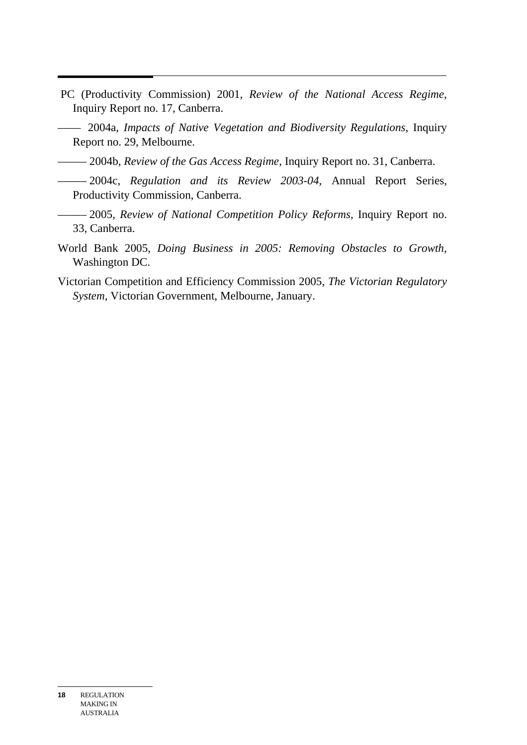PC (Productivity Commission) 2001, *Review of the National Access Regime*, Inquiry Report no. 17, Canberra.

—— 2004a, *Impacts of Native Vegetation and Biodiversity Regulations*, Inquiry Report no. 29, Melbourne.

—— 2004b, *Review of the Gas Access Regime*, Inquiry Report no. 31, Canberra.

—— 2004c, *Regulation and its Review 2003-04*, Annual Report Series, Productivity Commission, Canberra.

—— 2005, *Review of National Competition Policy Reforms*, Inquiry Report no. 33, Canberra.

World Bank 2005, *Doing Business in 2005: Removing Obstacles to Growth*, Washington DC.

Victorian Competition and Efficiency Commission 2005, *The Victorian Regulatory System*, Victorian Government, Melbourne, January.